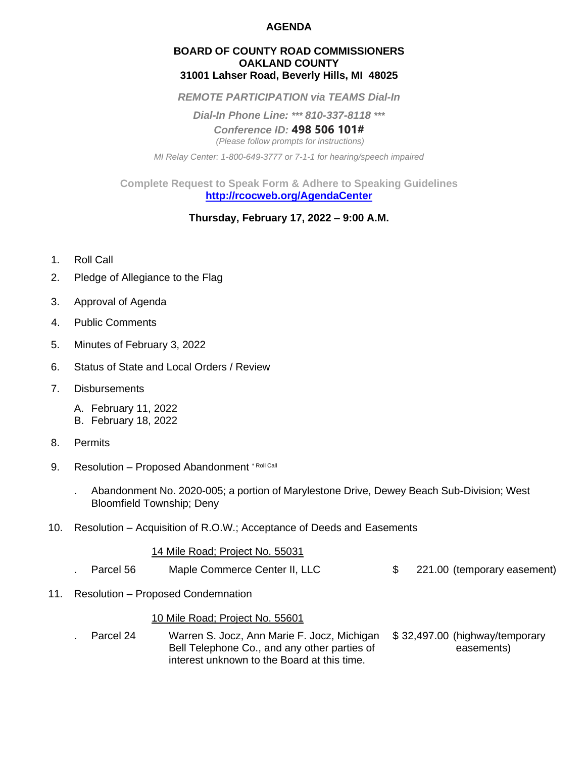# AGENDA

**BOARD OF COUNTY ROAD COMMISSIONERS**
**OAKLAND COUNTY**
**31001 Lahser Road, Beverly Hills, MI 48025**

***REMOTE PARTICIPATION via TEAMS Dial-In***

***Dial-In Phone Line: *** 810-337-8118 *****

***Conference ID:* 498 506 101#**

*(Please follow prompts for instructions)*

*MI Relay Center: 1-800-649-3777 or 7-1-1 for hearing/speech impaired*

**Complete Request to Speak Form & Adhere to Speaking Guidelines**
**http://rcocweb.org/AgendaCenter**

**Thursday, February 17, 2022 – 9:00 A.M.**

1. Roll Call
2. Pledge of Allegiance to the Flag
3. Approval of Agenda
4. Public Comments
5. Minutes of February 3, 2022
6. Status of State and Local Orders / Review
7. Disbursements
   - A. February 11, 2022
   - B. February 18, 2022
8. Permits
9. Resolution – Proposed Abandonment * Roll Call
   - . Abandonment No. 2020-005; a portion of Marylestone Drive, Dewey Beach Sub-Division; West Bloomfield Township; Deny
10. Resolution – Acquisition of R.O.W.; Acceptance of Deeds and Easements

    14 Mile Road; Project No. 55031

    | | | | |
    |---|---|---|---|
    | . Parcel 56 | Maple Commerce Center II, LLC | $ 221.00 | (temporary easement) |

11. Resolution – Proposed Condemnation

    10 Mile Road; Project No. 55601

    | | | | |
    |---|---|---|---|
    | . Parcel 24 | Warren S. Jocz, Ann Marie F. Jocz, Michigan Bell Telephone Co., and any other parties of interest unknown to the Board at this time. | $ 32,497.00 | (highway/temporary easements) |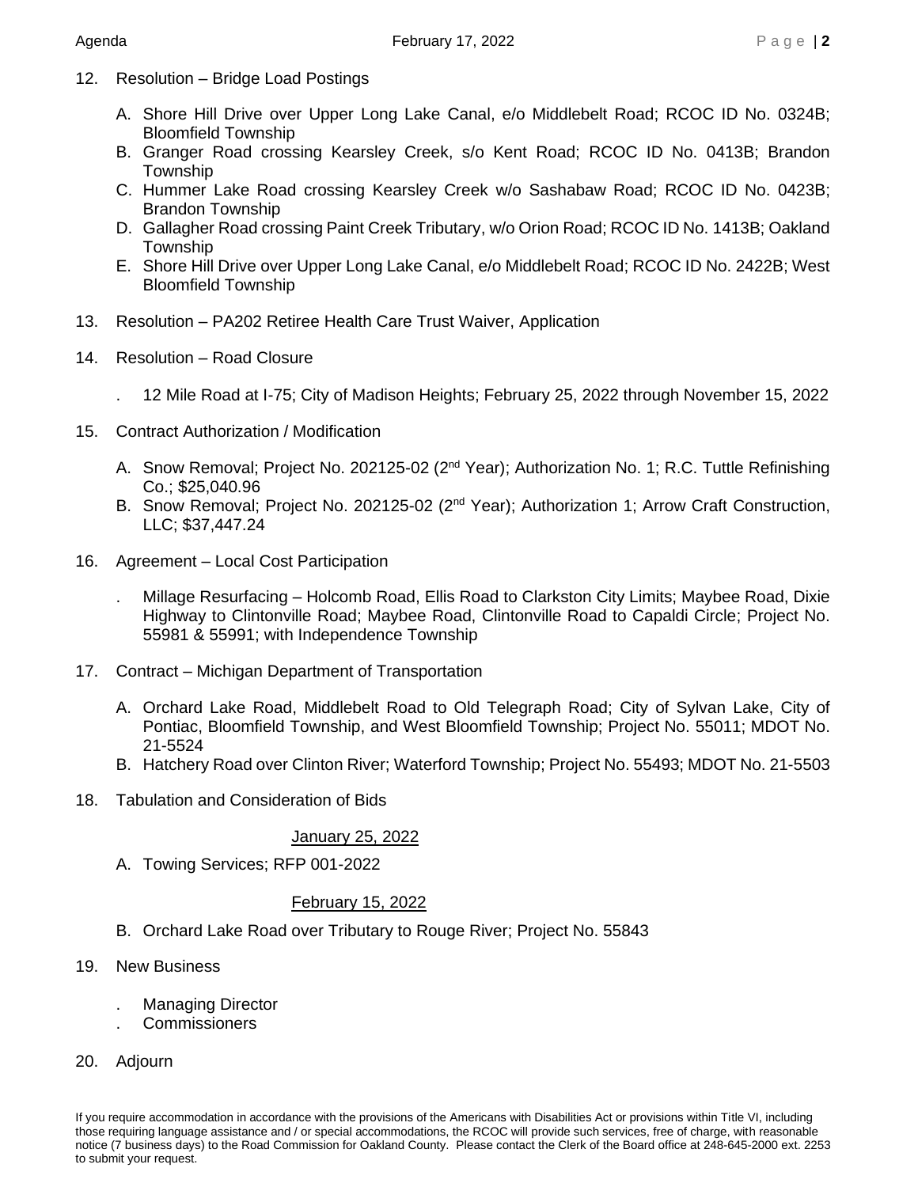12. Resolution – Bridge Load Postings

    A. Shore Hill Drive over Upper Long Lake Canal, e/o Middlebelt Road; RCOC ID No. 0324B; Bloomfield Township
    B. Granger Road crossing Kearsley Creek, s/o Kent Road; RCOC ID No. 0413B; Brandon Township
    C. Hummer Lake Road crossing Kearsley Creek w/o Sashabaw Road; RCOC ID No. 0423B; Brandon Township
    D. Gallagher Road crossing Paint Creek Tributary, w/o Orion Road; RCOC ID No. 1413B; Oakland Township
    E. Shore Hill Drive over Upper Long Lake Canal, e/o Middlebelt Road; RCOC ID No. 2422B; West Bloomfield Township

13. Resolution – PA202 Retiree Health Care Trust Waiver, Application

14. Resolution – Road Closure

    . 12 Mile Road at I-75; City of Madison Heights; February 25, 2022 through November 15, 2022

15. Contract Authorization / Modification

    A. Snow Removal; Project No. 202125-02 (2nd Year); Authorization No. 1; R.C. Tuttle Refinishing Co.; $25,040.96
    B. Snow Removal; Project No. 202125-02 (2nd Year); Authorization 1; Arrow Craft Construction, LLC; $37,447.24

16. Agreement – Local Cost Participation

    . Millage Resurfacing – Holcomb Road, Ellis Road to Clarkston City Limits; Maybee Road, Dixie Highway to Clintonville Road; Maybee Road, Clintonville Road to Capaldi Circle; Project No. 55981 & 55991; with Independence Township

17. Contract – Michigan Department of Transportation

    A. Orchard Lake Road, Middlebelt Road to Old Telegraph Road; City of Sylvan Lake, City of Pontiac, Bloomfield Township, and West Bloomfield Township; Project No. 55011; MDOT No. 21-5524
    B. Hatchery Road over Clinton River; Waterford Township; Project No. 55493; MDOT No. 21-5503

18. Tabulation and Consideration of Bids

    January 25, 2022

    A. Towing Services; RFP 001-2022

    February 15, 2022

    B. Orchard Lake Road over Tributary to Rouge River; Project No. 55843

19. New Business

    . Managing Director
    . Commissioners

20. Adjourn

If you require accommodation in accordance with the provisions of the Americans with Disabilities Act or provisions within Title VI, including those requiring language assistance and / or special accommodations, the RCOC will provide such services, free of charge, with reasonable notice (7 business days) to the Road Commission for Oakland County. Please contact the Clerk of the Board office at 248-645-2000 ext. 2253 to submit your request.